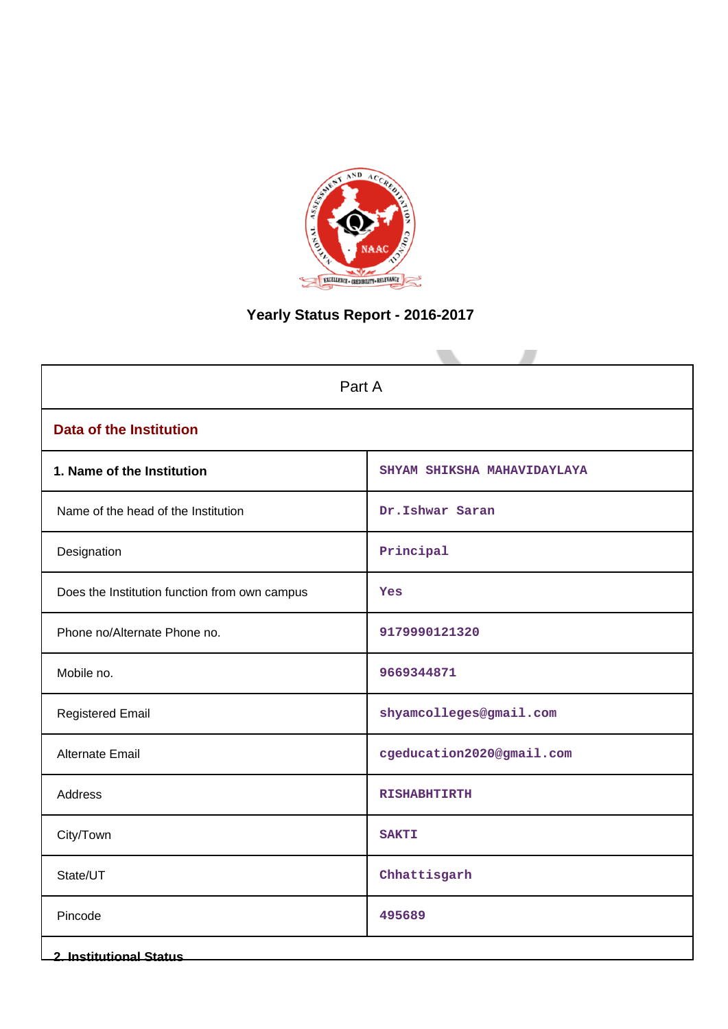# Yearly Status Report - 2016-2017

| Part A | |
|---|---|
| **Data of the Institution** | |
| **1. Name of the Institution** | SHYAM SHIKSHA MAHAVIDAYLAYA |
| Name of the head of the Institution | Dr.Ishwar Saran |
| Designation | Principal |
| Does the Institution function from own campus | Yes |
| Phone no/Alternate Phone no. | 9179990121320 |
| Mobile no. | 9669344871 |
| Registered Email | shyamcolleges@gmail.com |
| Alternate Email | cgeducation2020@gmail.com |
| Address | RISHABHTIRTH |
| City/Town | SAKTI |
| State/UT | Chhattisgarh |
| Pincode | 495689 |
| **2. Institutional Status** | |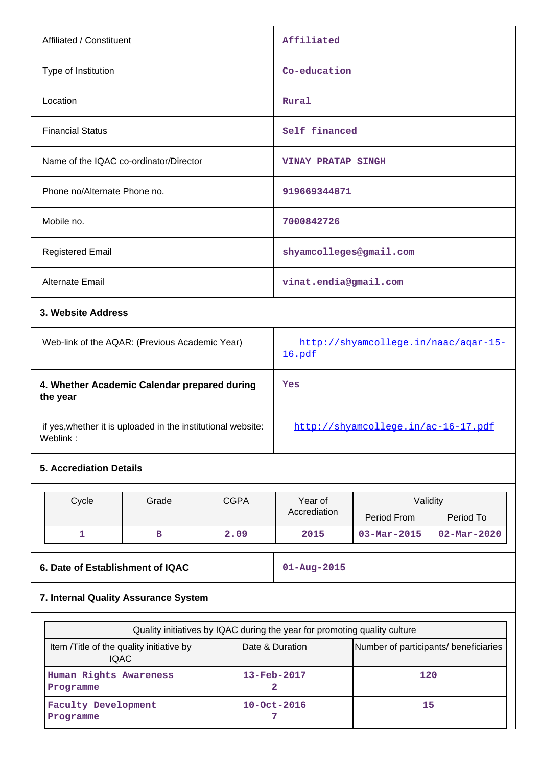| Affiliated / Constituent | Affiliated |
|---|---|
| Type of Institution | Co-education |
| Location | Rural |
| Financial Status | Self financed |
| Name of the IQAC co-ordinator/Director | VINAY PRATAP SINGH |
| Phone no/Alternate Phone no. | 919669344871 |
| Mobile no. | 7000842726 |
| Registered Email | shyamcolleges@gmail.com |
| Alternate Email | vinat.endia@gmail.com |

**3. Website Address**

| Web-link of the AQAR: (Previous Academic Year) | http://shyamcollege.in/naac/aqar-15-16.pdf |
|---|---|
| **4. Whether Academic Calendar prepared during the year** | Yes |
| if yes,whether it is uploaded in the institutional website: Weblink : | http://shyamcollege.in/ac-16-17.pdf |

**5. Accrediation Details**

| Cycle | Grade | CGPA | Year of Accrediation | Validity | |
|---|---|---|---|---|---|
| | | | | Period From | Period To |
| 1 | B | 2.09 | 2015 | 03-Mar-2015 | 02-Mar-2020 |

| **6. Date of Establishment of IQAC** | 01-Aug-2015 |
|---|---|

**7. Internal Quality Assurance System**

| Quality initiatives by IQAC during the year for promoting quality culture | | |
|---|---|---|
| Item /Title of the quality initiative by IQAC | Date & Duration | Number of participants/ beneficiaries |
| Human Rights Awareness Programme | 13-Feb-2017<br>2 | 120 |
| Faculty Development Programme | 10-Oct-2016<br>7 | 15 |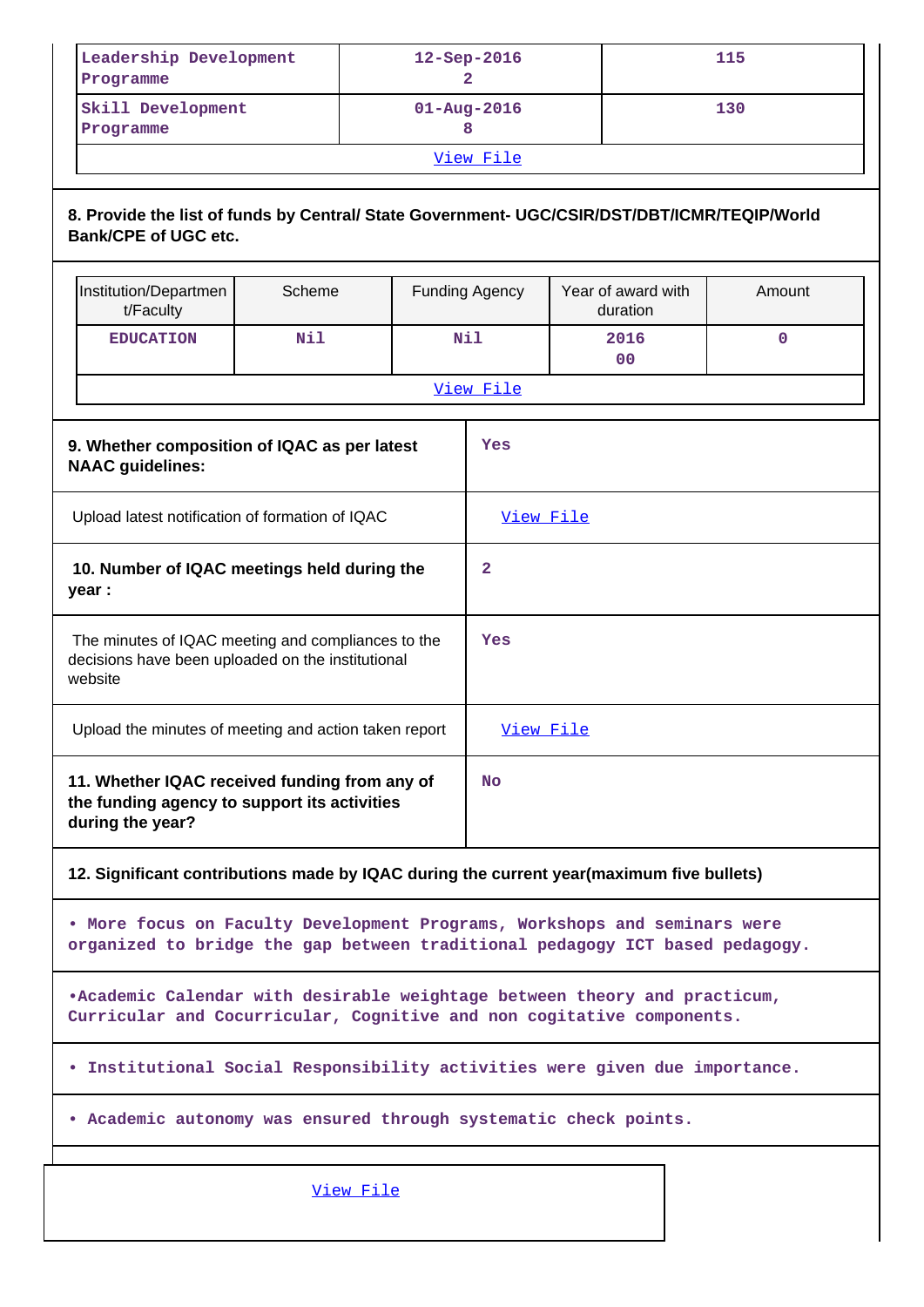| | | |
|---|---|---|
| Leadership Development Programme | 12-Sep-2016 2 | 115 |
| Skill Development Programme | 01-Aug-2016 8 | 130 |
| View File | | |

**8. Provide the list of funds by Central/ State Government- UGC/CSIR/DST/DBT/ICMR/TEQIP/World Bank/CPE of UGC etc.**

| Institution/Department/Faculty | Scheme | Funding Agency | Year of award with duration | Amount |
|---|---|---|---|---|
| EDUCATION | Nil | Nil | 2016 00 | 0 |
| View File | | | | |

| | |
|---|---|
| **9. Whether composition of IQAC as per latest NAAC guidelines:** | Yes |
| Upload latest notification of formation of IQAC | View File |
| **10. Number of IQAC meetings held during the year :** | 2 |
| The minutes of IQAC meeting and compliances to the decisions have been uploaded on the institutional website | Yes |
| Upload the minutes of meeting and action taken report | View File |
| **11. Whether IQAC received funding from any of the funding agency to support its activities during the year?** | No |

**12. Significant contributions made by IQAC during the current year(maximum five bullets)**

• More focus on Faculty Development Programs, Workshops and seminars were organized to bridge the gap between traditional pedagogy ICT based pedagogy.

•Academic Calendar with desirable weightage between theory and practicum, Curricular and Cocurricular, Cognitive and non cogitative components.

• Institutional Social Responsibility activities were given due importance.

• Academic autonomy was ensured through systematic check points.

View File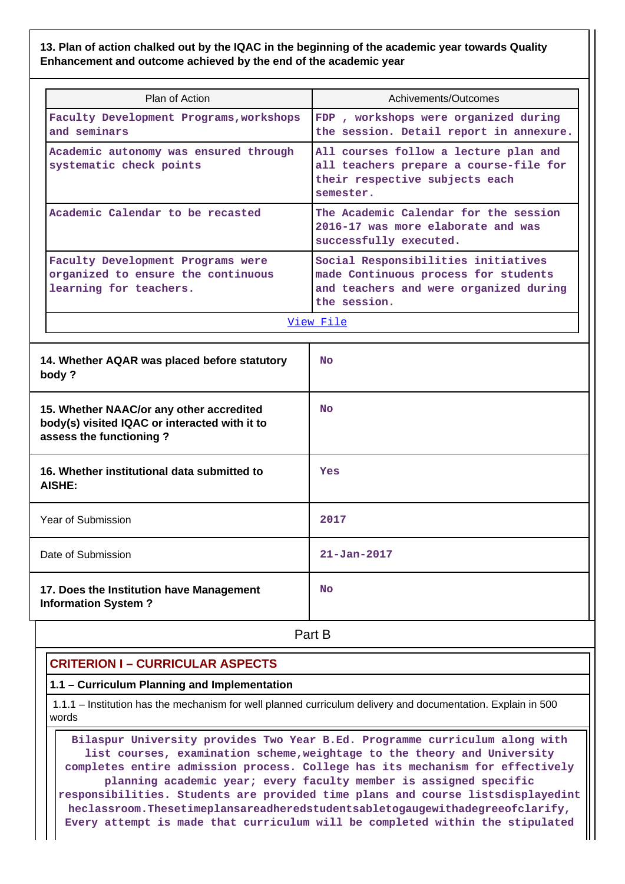**13. Plan of action chalked out by the IQAC in the beginning of the academic year towards Quality Enhancement and outcome achieved by the end of the academic year**

| Plan of Action | Achivements/Outcomes |
|---|---|
| Faculty Development Programs,workshops and seminars | FDP , workshops were organized during the session. Detail report in annexure. |
| Academic autonomy was ensured through systematic check points | All courses follow a lecture plan and all teachers prepare a course-file for their respective subjects each semester. |
| Academic Calendar to be recasted | The Academic Calendar for the session 2016-17 was more elaborate and was successfully executed. |
| Faculty Development Programs were organized to ensure the continuous learning for teachers. | Social Responsibilities initiatives made Continuous process for students and teachers and were organized during the session. |
| View File | |

| | |
|---|---|
| **14. Whether AQAR was placed before statutory body ?** | No |
| **15. Whether NAAC/or any other accredited body(s) visited IQAC or interacted with it to assess the functioning ?** | No |
| **16. Whether institutional data submitted to AISHE:** | Yes |
| Year of Submission | 2017 |
| Date of Submission | 21-Jan-2017 |
| **17. Does the Institution have Management Information System ?** | No |

## Part B

### CRITERION I – CURRICULAR ASPECTS

**1.1 – Curriculum Planning and Implementation**

1.1.1 – Institution has the mechanism for well planned curriculum delivery and documentation. Explain in 500 words

Bilaspur University provides Two Year B.Ed. Programme curriculum along with list courses, examination scheme,weightage to the theory and University completes entire admission process. College has its mechanism for effectively planning academic year; every faculty member is assigned specific responsibilities. Students are provided time plans and course listsdisplayedint heclassroom.Thesetimeplansareadheredstudentsabletogaugewithadegreeofclarify, Every attempt is made that curriculum will be completed within the stipulated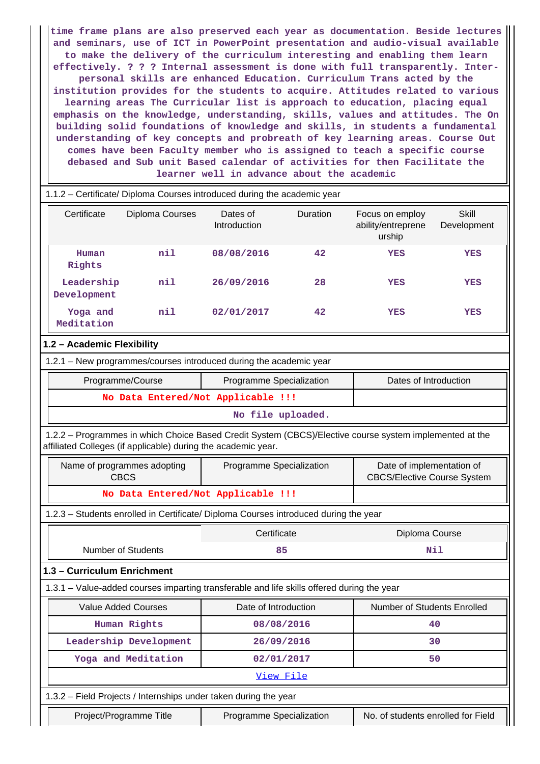time frame plans are also preserved each year as documentation. Beside lectures and seminars, use of ICT in PowerPoint presentation and audio-visual available to make the delivery of the curriculum interesting and enabling them learn effectively. ? ? ? Internal assessment is done with full transparently. Inter-personal skills are enhanced Education. Curriculum Trans acted by the institution provides for the students to acquire. Attitudes related to various learning areas The Curricular list is approach to education, placing equal emphasis on the knowledge, understanding, skills, values and attitudes. The On building solid foundations of knowledge and skills, in students a fundamental understanding of key concepts and probreath of key learning areas. Course Out comes have been Faculty member who is assigned to teach a specific course debased and Sub unit Based calendar of activities for then Facilitate the learner well in advance about the academic

1.1.2 – Certificate/ Diploma Courses introduced during the academic year

| Certificate | Diploma Courses | Dates of Introduction | Duration | Focus on employ ability/entreprene urship | Skill Development |
|---|---|---|---|---|---|
| Human Rights | nil | 08/08/2016 | 42 | YES | YES |
| Leadership Development | nil | 26/09/2016 | 28 | YES | YES |
| Yoga and Meditation | nil | 02/01/2017 | 42 | YES | YES |

**1.2 – Academic Flexibility**

1.2.1 – New programmes/courses introduced during the academic year

| Programme/Course | Programme Specialization | Dates of Introduction |
|---|---|---|
| No Data Entered/Not Applicable !!! | | |
| No file uploaded. | | |

1.2.2 – Programmes in which Choice Based Credit System (CBCS)/Elective course system implemented at the affiliated Colleges (if applicable) during the academic year.

| Name of programmes adopting CBCS | Programme Specialization | Date of implementation of CBCS/Elective Course System |
|---|---|---|
| No Data Entered/Not Applicable !!! | | |

1.2.3 – Students enrolled in Certificate/ Diploma Courses introduced during the year

| | Certificate | Diploma Course |
|---|---|---|
| Number of Students | 85 | Nil |

**1.3 – Curriculum Enrichment**

1.3.1 – Value-added courses imparting transferable and life skills offered during the year

| Value Added Courses | Date of Introduction | Number of Students Enrolled |
|---|---|---|
| Human Rights | 08/08/2016 | 40 |
| Leadership Development | 26/09/2016 | 30 |
| Yoga and Meditation | 02/01/2017 | 50 |
| View File | | |

1.3.2 – Field Projects / Internships under taken during the year

| Project/Programme Title | Programme Specialization | No. of students enrolled for Field |
|---|---|---|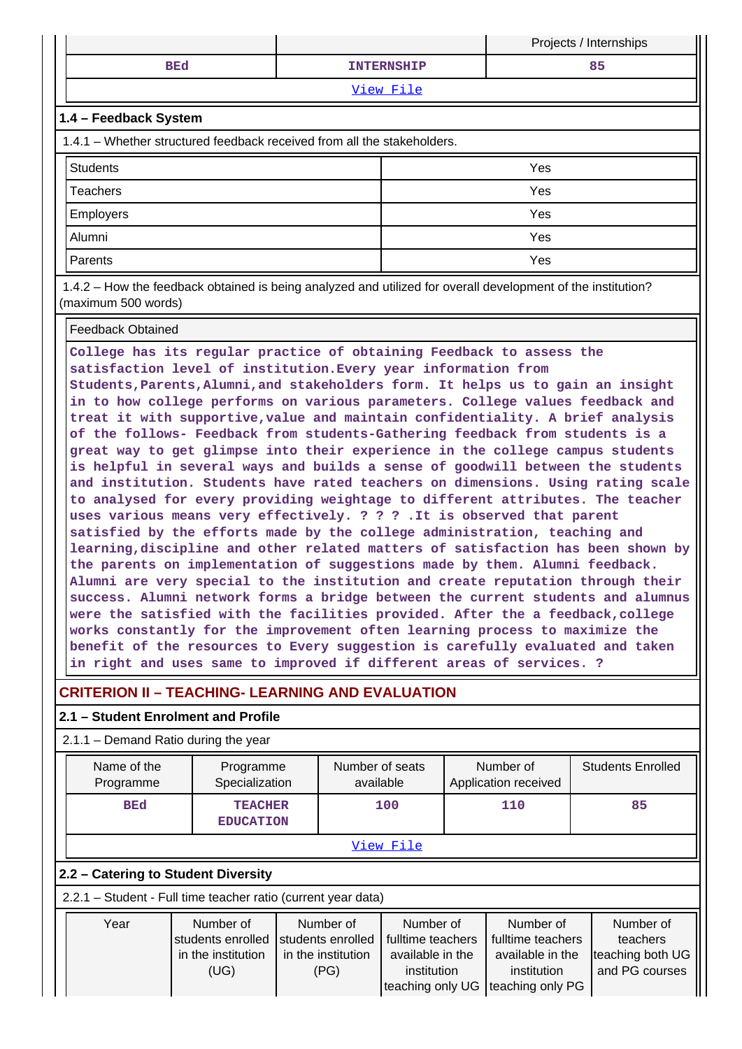| | | Projects / Internships |
|---|---|---|
| BEd | INTERNSHIP | 85 |

View File

### 1.4 – Feedback System

1.4.1 – Whether structured feedback received from all the stakeholders.

| | |
|---|---|
| Students | Yes |
| Teachers | Yes |
| Employers | Yes |
| Alumni | Yes |
| Parents | Yes |

1.4.2 – How the feedback obtained is being analyzed and utilized for overall development of the institution? (maximum 500 words)

Feedback Obtained

College has its regular practice of obtaining Feedback to assess the satisfaction level of institution.Every year information from Students,Parents,Alumni,and stakeholders form. It helps us to gain an insight in to how college performs on various parameters. College values feedback and treat it with supportive,value and maintain confidentiality. A brief analysis of the follows- Feedback from students-Gathering feedback from students is a great way to get glimpse into their experience in the college campus students is helpful in several ways and builds a sense of goodwill between the students and institution. Students have rated teachers on dimensions. Using rating scale to analysed for every providing weightage to different attributes. The teacher uses various means very effectively. ? ? ? .It is observed that parent satisfied by the efforts made by the college administration, teaching and learning,discipline and other related matters of satisfaction has been shown by the parents on implementation of suggestions made by them. Alumni feedback. Alumni are very special to the institution and create reputation through their success. Alumni network forms a bridge between the current students and alumnus were the satisfied with the facilities provided. After the a feedback,college works constantly for the improvement often learning process to maximize the benefit of the resources to Every suggestion is carefully evaluated and taken in right and uses same to improved if different areas of services. ?

## CRITERION II – TEACHING- LEARNING AND EVALUATION

### 2.1 – Student Enrolment and Profile

2.1.1 – Demand Ratio during the year

| Name of the Programme | Programme Specialization | Number of seats available | Number of Application received | Students Enrolled |
|---|---|---|---|---|
| BEd | TEACHER EDUCATION | 100 | 110 | 85 |

View File

### 2.2 – Catering to Student Diversity

2.2.1 – Student - Full time teacher ratio (current year data)

| Year | Number of students enrolled in the institution (UG) | Number of students enrolled in the institution (PG) | Number of fulltime teachers available in the institution teaching only UG | Number of fulltime teachers available in the institution teaching only PG | Number of teachers teaching both UG and PG courses |
|---|---|---|---|---|---|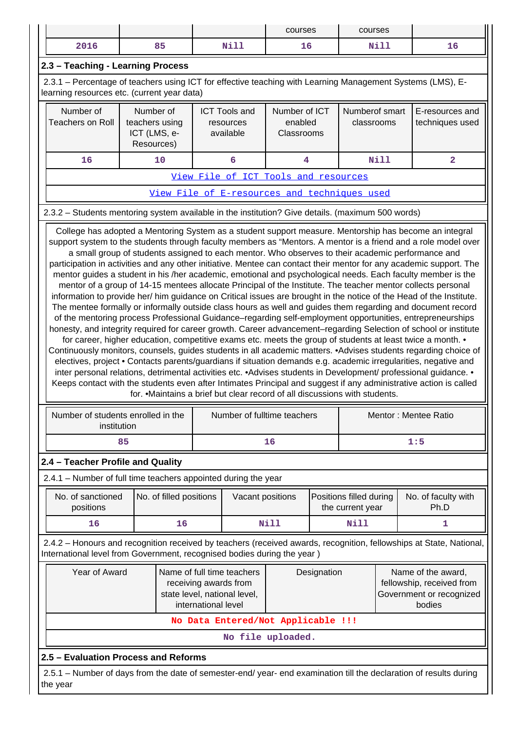| | | | courses | courses | |
|---|---|---|---|---|---|
| 2016 | 85 | Nill | 16 | Nill | 16 |

## 2.3 – Teaching - Learning Process

2.3.1 – Percentage of teachers using ICT for effective teaching with Learning Management Systems (LMS), E-learning resources etc. (current year data)

| Number of Teachers on Roll | Number of teachers using ICT (LMS, e-Resources) | ICT Tools and resources available | Number of ICT enabled Classrooms | Numberof smart classrooms | E-resources and techniques used |
|---|---|---|---|---|---|
| 16 | 10 | 6 | 4 | Nill | 2 |
| View File of ICT Tools and resources | | | | | |
| View File of E-resources and techniques used | | | | | |

2.3.2 – Students mentoring system available in the institution? Give details. (maximum 500 words)

College has adopted a Mentoring System as a student support measure. Mentorship has become an integral support system to the students through faculty members as "Mentors. A mentor is a friend and a role model over a small group of students assigned to each mentor. Who observes to their academic performance and participation in activities and any other initiative. Mentee can contact their mentor for any academic support. The mentor guides a student in his /her academic, emotional and psychological needs. Each faculty member is the mentor of a group of 14-15 mentees allocate Principal of the Institute. The teacher mentor collects personal information to provide her/ him guidance on Critical issues are brought in the notice of the Head of the Institute. The mentee formally or informally outside class hours as well and guides them regarding and document record of the mentoring process Professional Guidance–regarding self-employment opportunities, entrepreneurships honesty, and integrity required for career growth. Career advancement–regarding Selection of school or institute for career, higher education, competitive exams etc. meets the group of students at least twice a month. • Continuously monitors, counsels, guides students in all academic matters. •Advises students regarding choice of electives, project • Contacts parents/guardians if situation demands e.g. academic irregularities, negative and inter personal relations, detrimental activities etc. •Advises students in Development/ professional guidance. • Keeps contact with the students even after Intimates Principal and suggest if any administrative action is called for. •Maintains a brief but clear record of all discussions with students.

| Number of students enrolled in the institution | Number of fulltime teachers | Mentor : Mentee Ratio |
|---|---|---|
| 85 | 16 | 1:5 |

## 2.4 – Teacher Profile and Quality

2.4.1 – Number of full time teachers appointed during the year

| No. of sanctioned positions | No. of filled positions | Vacant positions | Positions filled during the current year | No. of faculty with Ph.D |
|---|---|---|---|---|
| 16 | 16 | Nill | Nill | 1 |

2.4.2 – Honours and recognition received by teachers (received awards, recognition, fellowships at State, National, International level from Government, recognised bodies during the year )

| Year of Award | Name of full time teachers receiving awards from state level, national level, international level | Designation | Name of the award, fellowship, received from Government or recognized bodies |
|---|---|---|---|
| No Data Entered/Not Applicable !!! | | | |
| No file uploaded. | | | |

## 2.5 – Evaluation Process and Reforms

2.5.1 – Number of days from the date of semester-end/ year- end examination till the declaration of results during the year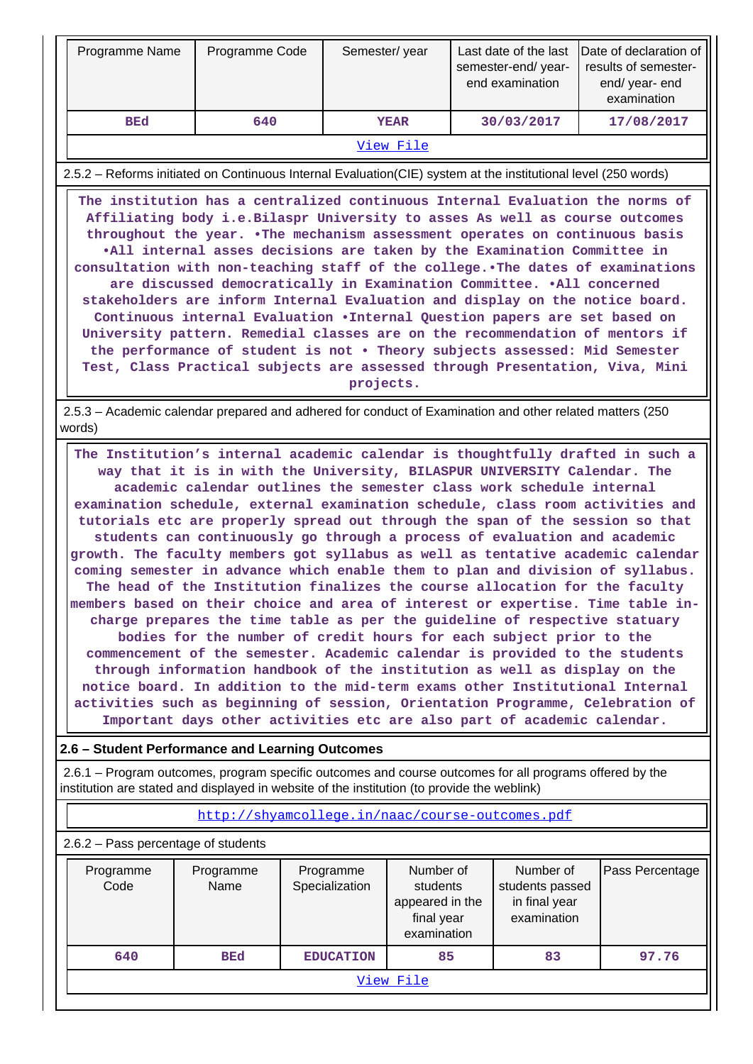| Programme Name | Programme Code | Semester/ year | Last date of the last semester-end/ year-end examination | Date of declaration of results of semester-end/ year- end examination |
|---|---|---|---|---|
| BEd | 640 | YEAR | 30/03/2017 | 17/08/2017 |

[View File]

2.5.2 – Reforms initiated on Continuous Internal Evaluation(CIE) system at the institutional level (250 words)

The institution has a centralized continuous Internal Evaluation the norms of Affiliating body i.e.Bilaspr University to asses As well as course outcomes throughout the year. •The mechanism assessment operates on continuous basis •All internal asses decisions are taken by the Examination Committee in consultation with non-teaching staff of the college.•The dates of examinations are discussed democratically in Examination Committee. •All concerned stakeholders are inform Internal Evaluation and display on the notice board. Continuous internal Evaluation •Internal Question papers are set based on University pattern. Remedial classes are on the recommendation of mentors if the performance of student is not • Theory subjects assessed: Mid Semester Test, Class Practical subjects are assessed through Presentation, Viva, Mini projects.

2.5.3 – Academic calendar prepared and adhered for conduct of Examination and other related matters (250 words)

The Institution’s internal academic calendar is thoughtfully drafted in such a way that it is in with the University, BILASPUR UNIVERSITY Calendar. The academic calendar outlines the semester class work schedule internal examination schedule, external examination schedule, class room activities and tutorials etc are properly spread out through the span of the session so that students can continuously go through a process of evaluation and academic growth. The faculty members got syllabus as well as tentative academic calendar coming semester in advance which enable them to plan and division of syllabus. The head of the Institution finalizes the course allocation for the faculty members based on their choice and area of interest or expertise. Time table in-charge prepares the time table as per the guideline of respective statuary bodies for the number of credit hours for each subject prior to the commencement of the semester. Academic calendar is provided to the students through information handbook of the institution as well as display on the notice board. In addition to the mid-term exams other Institutional Internal activities such as beginning of session, Orientation Programme, Celebration of Important days other activities etc are also part of academic calendar.

## 2.6 – Student Performance and Learning Outcomes

2.6.1 – Program outcomes, program specific outcomes and course outcomes for all programs offered by the institution are stated and displayed in website of the institution (to provide the weblink)

http://shyamcollege.in/naac/course-outcomes.pdf

2.6.2 – Pass percentage of students

| Programme Code | Programme Name | Programme Specialization | Number of students appeared in the final year examination | Number of students passed in final year examination | Pass Percentage |
|---|---|---|---|---|---|
| 640 | BEd | EDUCATION | 85 | 83 | 97.76 |

[View File]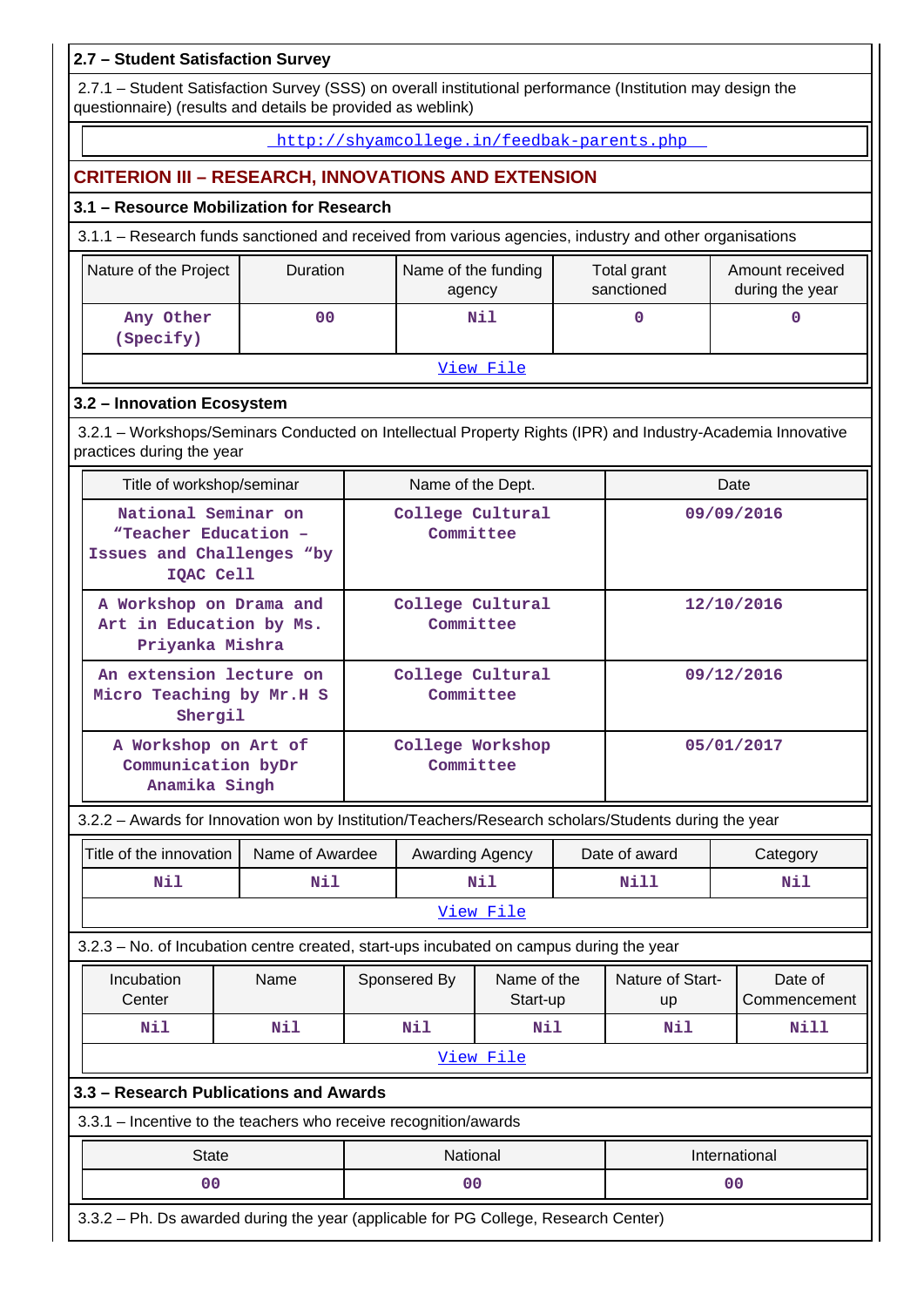**2.7 – Student Satisfaction Survey**

2.7.1 – Student Satisfaction Survey (SSS) on overall institutional performance (Institution may design the questionnaire) (results and details be provided as weblink)

http://shyamcollege.in/feedbak-parents.php

## CRITERION III – RESEARCH, INNOVATIONS AND EXTENSION

**3.1 – Resource Mobilization for Research**

3.1.1 – Research funds sanctioned and received from various agencies, industry and other organisations

| Nature of the Project | Duration | Name of the funding agency | Total grant sanctioned | Amount received during the year |
|---|---|---|---|---|
| Any Other (Specify) | 00 | Nil | 0 | 0 |

View File

**3.2 – Innovation Ecosystem**

3.2.1 – Workshops/Seminars Conducted on Intellectual Property Rights (IPR) and Industry-Academia Innovative practices during the year

| Title of workshop/seminar | Name of the Dept. | Date |
|---|---|---|
| National Seminar on "Teacher Education – Issues and Challenges "by IQAC Cell | College Cultural Committee | 09/09/2016 |
| A Workshop on Drama and Art in Education by Ms. Priyanka Mishra | College Cultural Committee | 12/10/2016 |
| An extension lecture on Micro Teaching by Mr.H S Shergil | College Cultural Committee | 09/12/2016 |
| A Workshop on Art of Communication byDr Anamika Singh | College Workshop Committee | 05/01/2017 |

3.2.2 – Awards for Innovation won by Institution/Teachers/Research scholars/Students during the year

| Title of the innovation | Name of Awardee | Awarding Agency | Date of award | Category |
|---|---|---|---|---|
| Nil | Nil | Nil | Nill | Nil |

View File

3.2.3 – No. of Incubation centre created, start-ups incubated on campus during the year

| Incubation Center | Name | Sponsered By | Name of the Start-up | Nature of Start-up | Date of Commencement |
|---|---|---|---|---|---|
| Nil | Nil | Nil | Nil | Nil | Nill |

View File

**3.3 – Research Publications and Awards**

3.3.1 – Incentive to the teachers who receive recognition/awards

| State | National | International |
|---|---|---|
| 00 | 00 | 00 |

3.3.2 – Ph. Ds awarded during the year (applicable for PG College, Research Center)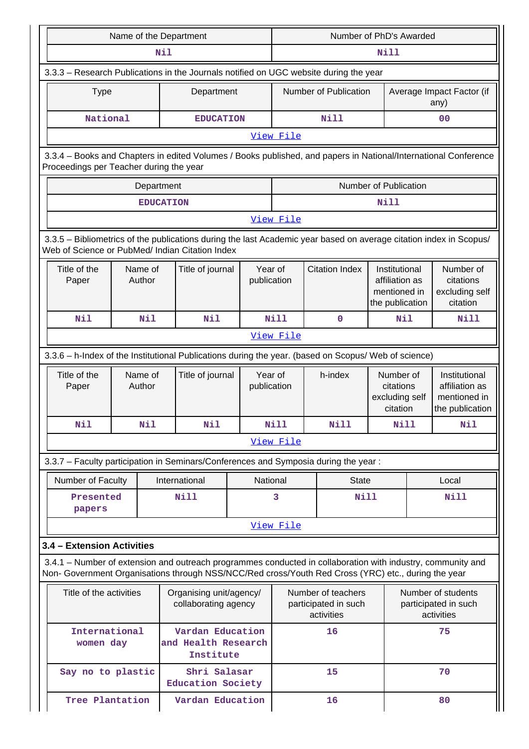| Name of the Department | Number of PhD's Awarded |
|---|---|
| Nil | Nill |

3.3.3 – Research Publications in the Journals notified on UGC website during the year

| Type | Department | Number of Publication | Average Impact Factor (if any) |
|---|---|---|---|
| National | EDUCATION | Nill | 00 |

View File

3.3.4 – Books and Chapters in edited Volumes / Books published, and papers in National/International Conference Proceedings per Teacher during the year

| Department | Number of Publication |
|---|---|
| EDUCATION | Nill |

View File

3.3.5 – Bibliometrics of the publications during the last Academic year based on average citation index in Scopus/ Web of Science or PubMed/ Indian Citation Index

| Title of the Paper | Name of Author | Title of journal | Year of publication | Citation Index | Institutional affiliation as mentioned in the publication | Number of citations excluding self citation |
|---|---|---|---|---|---|---|
| Nil | Nil | Nil | Nill | 0 | Nil | Nill |

View File

3.3.6 – h-Index of the Institutional Publications during the year. (based on Scopus/ Web of science)

| Title of the Paper | Name of Author | Title of journal | Year of publication | h-index | Number of citations excluding self citation | Institutional affiliation as mentioned in the publication |
|---|---|---|---|---|---|---|
| Nil | Nil | Nil | Nill | Nill | Nill | Nil |

View File

3.3.7 – Faculty participation in Seminars/Conferences and Symposia during the year :

| Number of Faculty | International | National | State | Local |
|---|---|---|---|---|
| Presented papers | Nill | 3 | Nill | Nill |

View File

**3.4 – Extension Activities**

3.4.1 – Number of extension and outreach programmes conducted in collaboration with industry, community and Non- Government Organisations through NSS/NCC/Red cross/Youth Red Cross (YRC) etc., during the year

| Title of the activities | Organising unit/agency/ collaborating agency | Number of teachers participated in such activities | Number of students participated in such activities |
|---|---|---|---|
| International women day | Vardan Education and Health Research Institute | 16 | 75 |
| Say no to plastic | Shri Salasar Education Society | 15 | 70 |
| Tree Plantation | Vardan Education | 16 | 80 |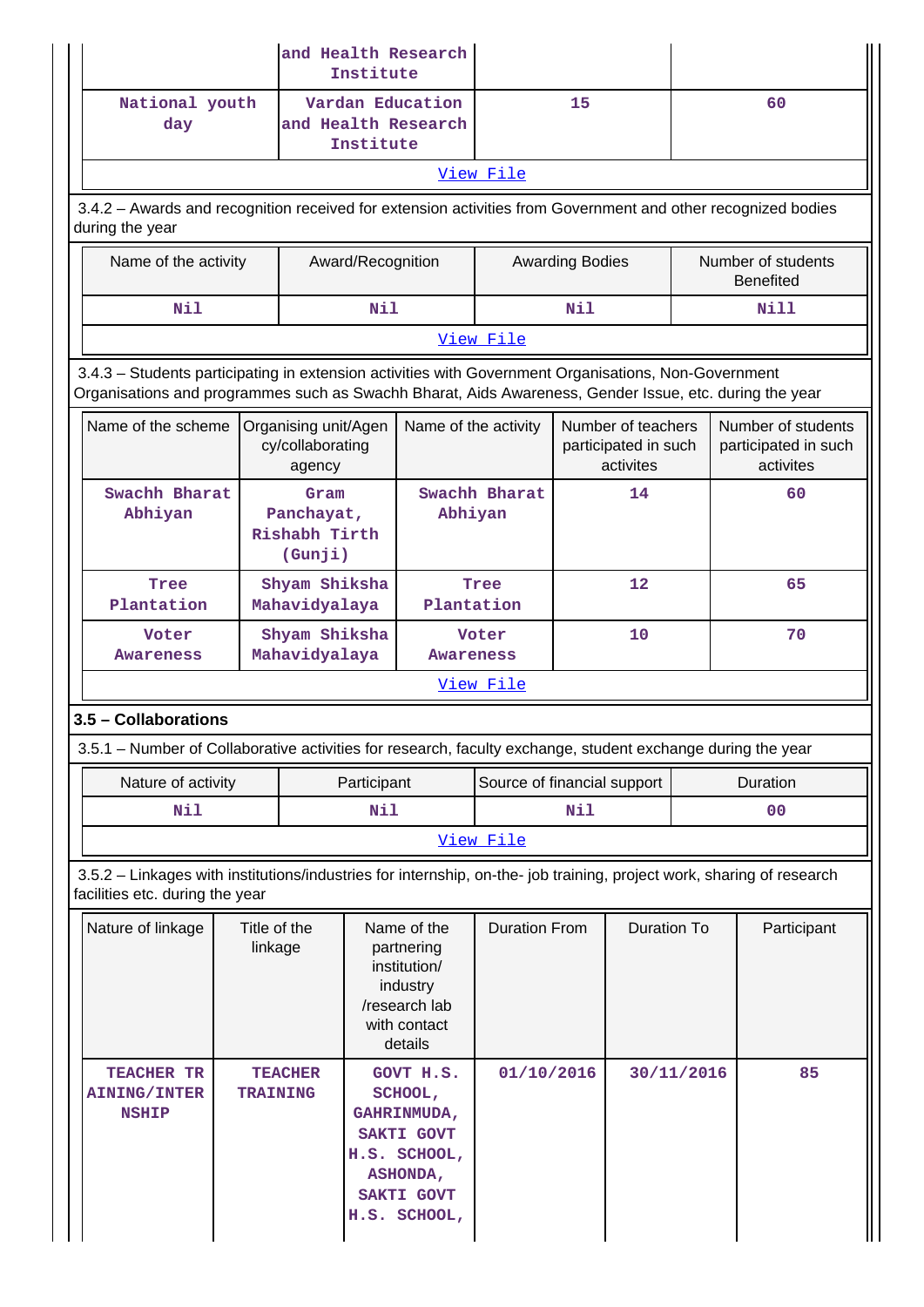| | and Health Research Institute | | |
|---|---|---|---|
| National youth day | Vardan Education and Health Research Institute | 15 | 60 |
| View File | | | |

3.4.2 – Awards and recognition received for extension activities from Government and other recognized bodies during the year

| Name of the activity | Award/Recognition | Awarding Bodies | Number of students Benefited |
|---|---|---|---|
| Nil | Nil | Nil | Nill |
| View File | | | |

3.4.3 – Students participating in extension activities with Government Organisations, Non-Government Organisations and programmes such as Swachh Bharat, Aids Awareness, Gender Issue, etc. during the year

| Name of the scheme | Organising unit/Agency/collaborating agency | Name of the activity | Number of teachers participated in such activites | Number of students participated in such activites |
|---|---|---|---|---|
| Swachh Bharat Abhiyan | Gram Panchayat, Rishabh Tirth (Gunji) | Swachh Bharat Abhiyan | 14 | 60 |
| Tree Plantation | Shyam Shiksha Mahavidyalaya | Tree Plantation | 12 | 65 |
| Voter Awareness | Shyam Shiksha Mahavidyalaya | Voter Awareness | 10 | 70 |
| View File | | | | |

### 3.5 – Collaborations

3.5.1 – Number of Collaborative activities for research, faculty exchange, student exchange during the year

| Nature of activity | Participant | Source of financial support | Duration |
|---|---|---|---|
| Nil | Nil | Nil | 00 |
| View File | | | |

3.5.2 – Linkages with institutions/industries for internship, on-the- job training, project work, sharing of research facilities etc. during the year

| Nature of linkage | Title of the linkage | Name of the partnering institution/ industry /research lab with contact details | Duration From | Duration To | Participant |
|---|---|---|---|---|---|
| TEACHER TRAINING/INTERNSHIP | TEACHER TRAINING | GOVT H.S. SCHOOL, GAHRINMUDA, SAKTI GOVT H.S. SCHOOL, ASHONDA, SAKTI GOVT H.S. SCHOOL, | 01/10/2016 | 30/11/2016 | 85 |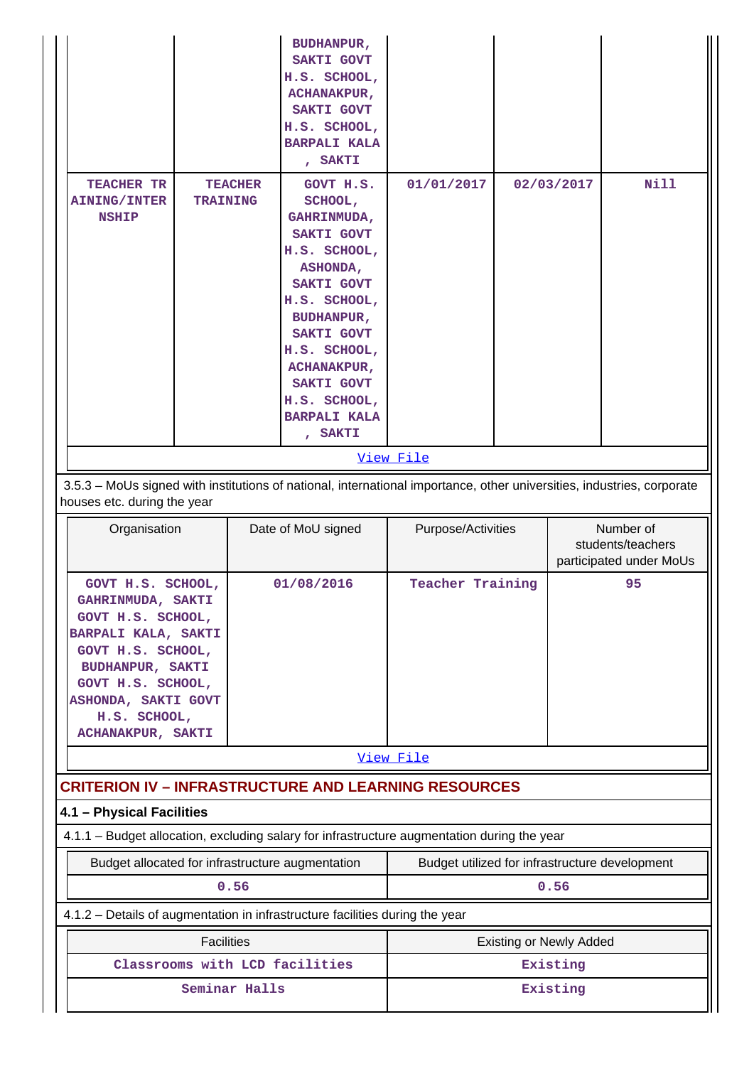| | | BUDHANPUR, SAKTI GOVT H.S. SCHOOL, ACHANAKPUR, SAKTI GOVT H.S. SCHOOL, BARPALI KALA , SAKTI | | | |
|---|---|---|---|---|---|
| TEACHER TRAINING/INTERNSHIP | TEACHER TRAINING | GOVT H.S. SCHOOL, GAHRINMUDA, SAKTI GOVT H.S. SCHOOL, ASHONDA, SAKTI GOVT H.S. SCHOOL, BUDHANPUR, SAKTI GOVT H.S. SCHOOL, ACHANAKPUR, SAKTI GOVT H.S. SCHOOL, BARPALI KALA , SAKTI | 01/01/2017 | 02/03/2017 | Nill |

View File

3.5.3 – MoUs signed with institutions of national, international importance, other universities, industries, corporate houses etc. during the year

| Organisation | Date of MoU signed | Purpose/Activities | Number of students/teachers participated under MoUs |
|---|---|---|---|
| GOVT H.S. SCHOOL, GAHRINMUDA, SAKTI GOVT H.S. SCHOOL, BARPALI KALA, SAKTI GOVT H.S. SCHOOL, BUDHANPUR, SAKTI GOVT H.S. SCHOOL, ASHONDA, SAKTI GOVT H.S. SCHOOL, ACHANAKPUR, SAKTI | 01/08/2016 | Teacher Training | 95 |

View File

## CRITERION IV – INFRASTRUCTURE AND LEARNING RESOURCES

### 4.1 – Physical Facilities

4.1.1 – Budget allocation, excluding salary for infrastructure augmentation during the year

| Budget allocated for infrastructure augmentation | Budget utilized for infrastructure development |
|---|---|
| 0.56 | 0.56 |

4.1.2 – Details of augmentation in infrastructure facilities during the year

| Facilities | Existing or Newly Added |
|---|---|
| Classrooms with LCD facilities | Existing |
| Seminar Halls | Existing |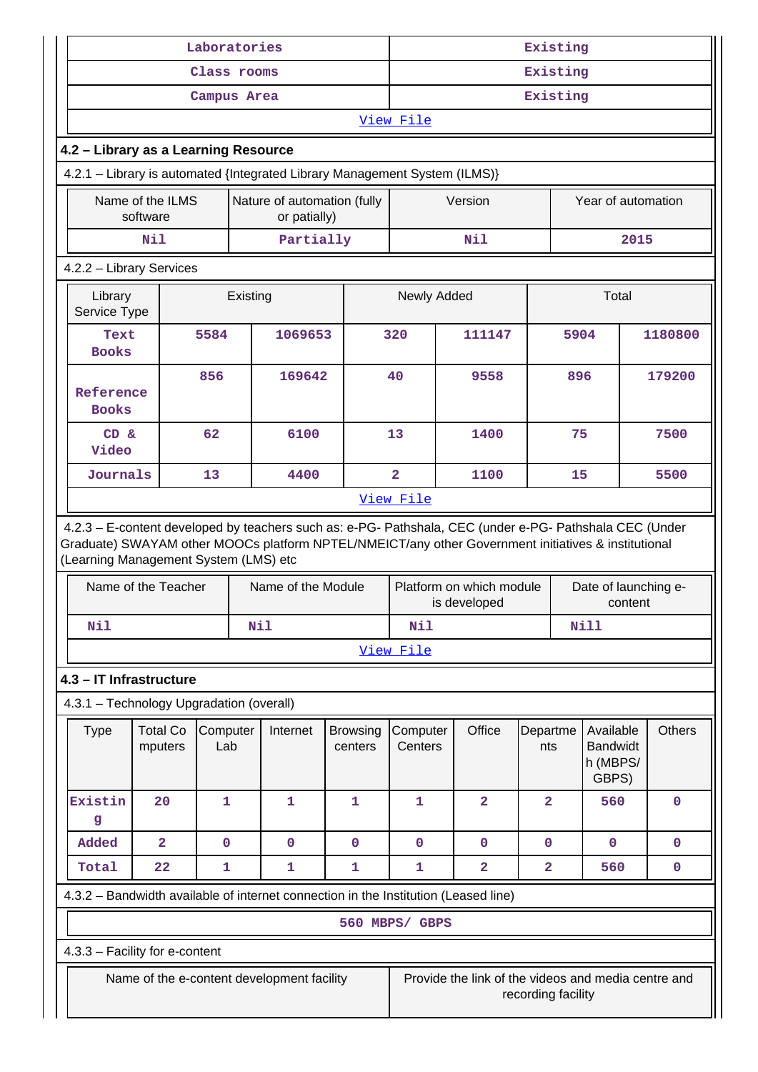| Laboratories | Existing |
|---|---|
| Class rooms | Existing |
| Campus Area | Existing |
| View File | |

## 4.2 – Library as a Learning Resource

4.2.1 – Library is automated {Integrated Library Management System (ILMS)}

| Name of the ILMS software | Nature of automation (fully or patially) | Version | Year of automation |
|---|---|---|---|
| Nil | Partially | Nil | 2015 |

4.2.2 – Library Services

| Library Service Type | Existing | | Newly Added | | Total | |
|---|---|---|---|---|---|---|
| Text Books | 5584 | 1069653 | 320 | 111147 | 5904 | 1180800 |
| Reference Books | 856 | 169642 | 40 | 9558 | 896 | 179200 |
| CD & Video | 62 | 6100 | 13 | 1400 | 75 | 7500 |
| Journals | 13 | 4400 | 2 | 1100 | 15 | 5500 |
| View File | | | | | | |

4.2.3 – E-content developed by teachers such as: e-PG- Pathshala, CEC (under e-PG- Pathshala CEC (Under Graduate) SWAYAM other MOOCs platform NPTEL/NMEICT/any other Government initiatives & institutional (Learning Management System (LMS) etc

| Name of the Teacher | Name of the Module | Platform on which module is developed | Date of launching e-content |
|---|---|---|---|
| Nil | Nil | Nil | Nill |
| View File | | | |

## 4.3 – IT Infrastructure

4.3.1 – Technology Upgradation (overall)

| Type | Total Computers | Computer Lab | Internet | Browsing centers | Computer Centers | Office | Departments | Available Bandwidth (MBPS/ GBPS) | Others |
|---|---|---|---|---|---|---|---|---|---|
| Existing | 20 | 1 | 1 | 1 | 1 | 2 | 2 | 560 | 0 |
| Added | 2 | 0 | 0 | 0 | 0 | 0 | 0 | 0 | 0 |
| Total | 22 | 1 | 1 | 1 | 1 | 2 | 2 | 560 | 0 |

4.3.2 – Bandwidth available of internet connection in the Institution (Leased line)

560 MBPS/ GBPS

4.3.3 – Facility for e-content

| Name of the e-content development facility | Provide the link of the videos and media centre and recording facility |
|---|---|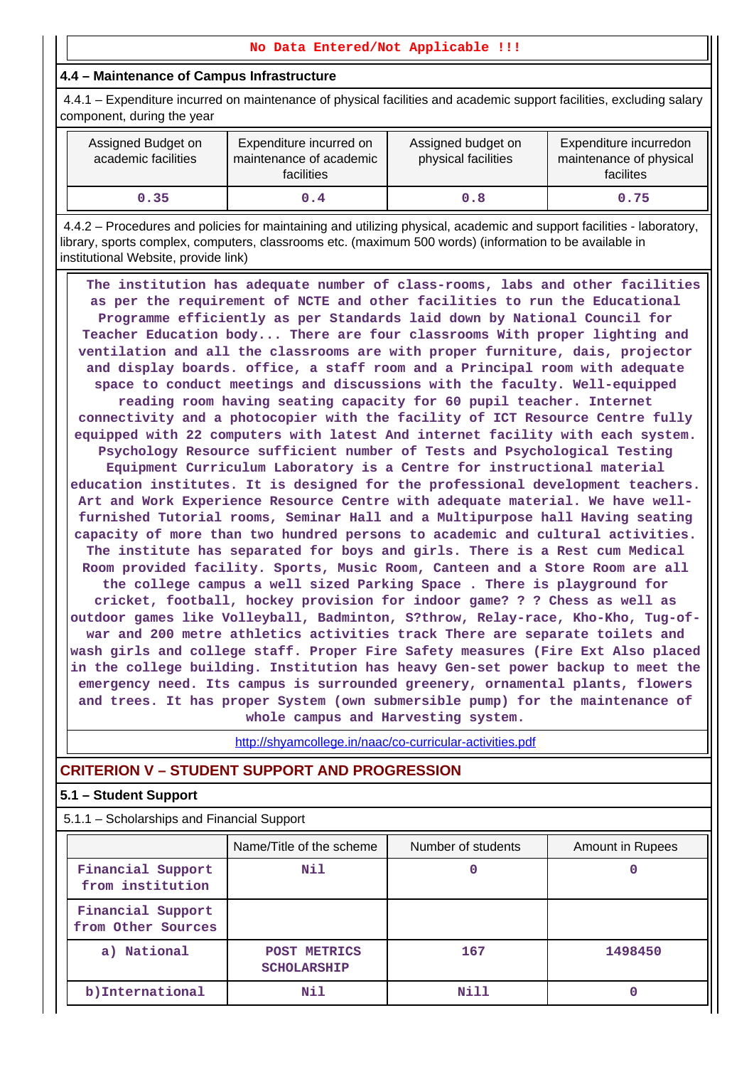**No Data Entered/Not Applicable !!!**

### 4.4 – Maintenance of Campus Infrastructure

4.4.1 – Expenditure incurred on maintenance of physical facilities and academic support facilities, excluding salary component, during the year

| Assigned Budget on academic facilities | Expenditure incurred on maintenance of academic facilities | Assigned budget on physical facilities | Expenditure incurredon maintenance of physical facilites |
|---|---|---|---|
| 0.35 | 0.4 | 0.8 | 0.75 |

4.4.2 – Procedures and policies for maintaining and utilizing physical, academic and support facilities - laboratory, library, sports complex, computers, classrooms etc. (maximum 500 words) (information to be available in institutional Website, provide link)

The institution has adequate number of class-rooms, labs and other facilities as per the requirement of NCTE and other facilities to run the Educational Programme efficiently as per Standards laid down by National Council for Teacher Education body... There are four classrooms With proper lighting and ventilation and all the classrooms are with proper furniture, dais, projector and display boards. office, a staff room and a Principal room with adequate space to conduct meetings and discussions with the faculty. Well-equipped reading room having seating capacity for 60 pupil teacher. Internet connectivity and a photocopier with the facility of ICT Resource Centre fully equipped with 22 computers with latest And internet facility with each system. Psychology Resource sufficient number of Tests and Psychological Testing Equipment Curriculum Laboratory is a Centre for instructional material education institutes. It is designed for the professional development teachers. Art and Work Experience Resource Centre with adequate material. We have well-furnished Tutorial rooms, Seminar Hall and a Multipurpose hall Having seating capacity of more than two hundred persons to academic and cultural activities. The institute has separated for boys and girls. There is a Rest cum Medical Room provided facility. Sports, Music Room, Canteen and a Store Room are all the college campus a well sized Parking Space . There is playground for cricket, football, hockey provision for indoor game? ? ? Chess as well as outdoor games like Volleyball, Badminton, S?throw, Relay-race, Kho-Kho, Tug-of-war and 200 metre athletics activities track There are separate toilets and wash girls and college staff. Proper Fire Safety measures (Fire Ext Also placed in the college building. Institution has heavy Gen-set power backup to meet the emergency need. Its campus is surrounded greenery, ornamental plants, flowers and trees. It has proper System (own submersible pump) for the maintenance of whole campus and Harvesting system.

http://shyamcollege.in/naac/co-curricular-activities.pdf

## CRITERION V – STUDENT SUPPORT AND PROGRESSION

### 5.1 – Student Support

5.1.1 – Scholarships and Financial Support

| | Name/Title of the scheme | Number of students | Amount in Rupees |
|---|---|---|---|
| Financial Support from institution | Nil | 0 | 0 |
| Financial Support from Other Sources | | | |
| a) National | POST METRICS SCHOLARSHIP | 167 | 1498450 |
| b)International | Nil | Nill | 0 |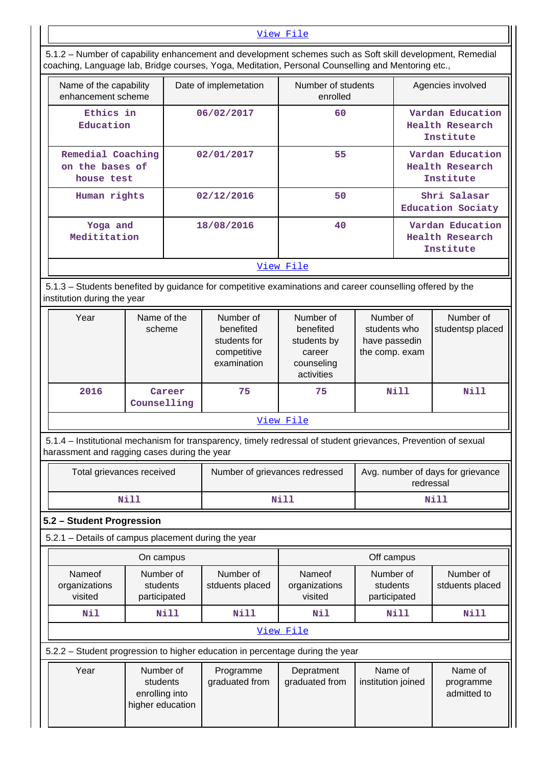[View File](#)

5.1.2 – Number of capability enhancement and development schemes such as Soft skill development, Remedial coaching, Language lab, Bridge courses, Yoga, Meditation, Personal Counselling and Mentoring etc.,

| Name of the capability enhancement scheme | Date of implemetation | Number of students enrolled | Agencies involved |
|---|---|---|---|
| Ethics in Education | 06/02/2017 | 60 | Vardan Education Health Research Institute |
| Remedial Coaching on the bases of house test | 02/01/2017 | 55 | Vardan Education Health Research Institute |
| Human rights | 02/12/2016 | 50 | Shri Salasar Education Sociaty |
| Yoga and Medititation | 18/08/2016 | 40 | Vardan Education Health Research Institute |

[View File](#)

5.1.3 – Students benefited by guidance for competitive examinations and career counselling offered by the institution during the year

| Year | Name of the scheme | Number of benefited students for competitive examination | Number of benefited students by career counseling activities | Number of students who have passedin the comp. exam | Number of studentsp placed |
|---|---|---|---|---|---|
| 2016 | Career Counselling | 75 | 75 | Nill | Nill |

[View File](#)

5.1.4 – Institutional mechanism for transparency, timely redressal of student grievances, Prevention of sexual harassment and ragging cases during the year

| Total grievances received | Number of grievances redressed | Avg. number of days for grievance redressal |
|---|---|---|
| Nill | Nill | Nill |

## 5.2 – Student Progression

5.2.1 – Details of campus placement during the year

| On campus | | | Off campus | | |
|---|---|---|---|---|---|
| Nameof organizations visited | Number of students participated | Number of stduents placed | Nameof organizations visited | Number of students participated | Number of stduents placed |
| Nil | Nill | Nill | Nil | Nill | Nill |

[View File](#)

5.2.2 – Student progression to higher education in percentage during the year

| Year | Number of students enrolling into higher education | Programme graduated from | Depratment graduated from | Name of institution joined | Name of programme admitted to |
|---|---|---|---|---|---|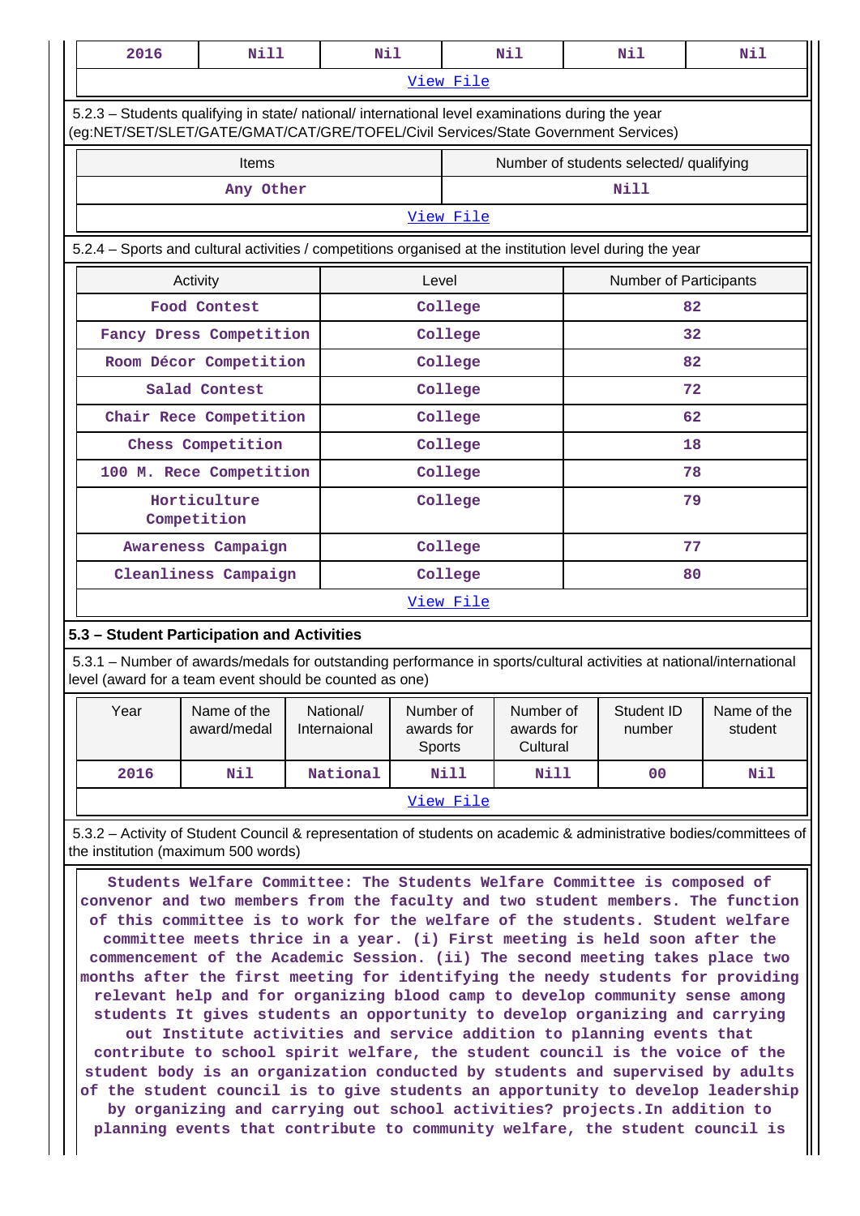| 2016 | Nill | Nil | Nil | Nil | Nil |
|---|---|---|---|---|---|

View File

5.2.3 – Students qualifying in state/ national/ international level examinations during the year (eg:NET/SET/SLET/GATE/GMAT/CAT/GRE/TOFEL/Civil Services/State Government Services)

| Items | Number of students selected/ qualifying |
|---|---|
| Any Other | Nill |

View File

5.2.4 – Sports and cultural activities / competitions organised at the institution level during the year

| Activity | Level | Number of Participants |
|---|---|---|
| Food Contest | College | 82 |
| Fancy Dress Competition | College | 32 |
| Room Décor Competition | College | 82 |
| Salad Contest | College | 72 |
| Chair Rece Competition | College | 62 |
| Chess Competition | College | 18 |
| 100 M. Rece Competition | College | 78 |
| Horticulture Competition | College | 79 |
| Awareness Campaign | College | 77 |
| Cleanliness Campaign | College | 80 |

View File

## 5.3 – Student Participation and Activities

5.3.1 – Number of awards/medals for outstanding performance in sports/cultural activities at national/international level (award for a team event should be counted as one)

| Year | Name of the award/medal | National/ Internaional | Number of awards for Sports | Number of awards for Cultural | Student ID number | Name of the student |
|---|---|---|---|---|---|---|
| 2016 | Nil | National | Nill | Nill | 00 | Nil |

View File

5.3.2 – Activity of Student Council & representation of students on academic & administrative bodies/committees of the institution (maximum 500 words)

Students Welfare Committee: The Students Welfare Committee is composed of convenor and two members from the faculty and two student members. The function of this committee is to work for the welfare of the students. Student welfare committee meets thrice in a year. (i) First meeting is held soon after the commencement of the Academic Session. (ii) The second meeting takes place two months after the first meeting for identifying the needy students for providing relevant help and for organizing blood camp to develop community sense among students It gives students an opportunity to develop organizing and carrying out Institute activities and service addition to planning events that contribute to school spirit welfare, the student council is the voice of the student body is an organization conducted by students and supervised by adults of the student council is to give students an opportunity to develop leadership by organizing and carrying out school activities? projects.In addition to planning events that contribute to community welfare, the student council is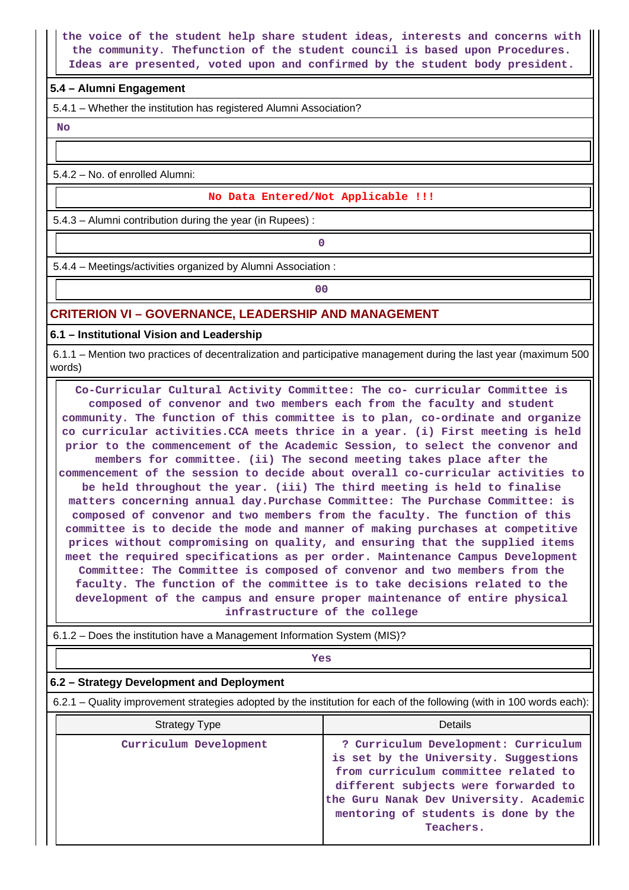the voice of the student help share student ideas, interests and concerns with the community. Thefunction of the student council is based upon Procedures. Ideas are presented, voted upon and confirmed by the student body president.

**5.4 – Alumni Engagement**

5.4.1 – Whether the institution has registered Alumni Association?

No

5.4.2 – No. of enrolled Alumni:

No Data Entered/Not Applicable !!!

5.4.3 – Alumni contribution during the year (in Rupees) :

0

5.4.4 – Meetings/activities organized by Alumni Association :

00

## CRITERION VI – GOVERNANCE, LEADERSHIP AND MANAGEMENT

**6.1 – Institutional Vision and Leadership**

6.1.1 – Mention two practices of decentralization and participative management during the last year (maximum 500 words)

Co-Curricular Cultural Activity Committee: The co- curricular Committee is composed of convenor and two members each from the faculty and student community. The function of this committee is to plan, co-ordinate and organize co curricular activities.CCA meets thrice in a year. (i) First meeting is held prior to the commencement of the Academic Session, to select the convenor and members for committee. (ii) The second meeting takes place after the commencement of the session to decide about overall co-curricular activities to be held throughout the year. (iii) The third meeting is held to finalise matters concerning annual day.Purchase Committee: The Purchase Committee: is composed of convenor and two members from the faculty. The function of this committee is to decide the mode and manner of making purchases at competitive prices without compromising on quality, and ensuring that the supplied items meet the required specifications as per order. Maintenance Campus Development Committee: The Committee is composed of convenor and two members from the faculty. The function of the committee is to take decisions related to the development of the campus and ensure proper maintenance of entire physical infrastructure of the college

6.1.2 – Does the institution have a Management Information System (MIS)?

Yes

**6.2 – Strategy Development and Deployment**

6.2.1 – Quality improvement strategies adopted by the institution for each of the following (with in 100 words each):

| Strategy Type | Details |
|---|---|
| Curriculum Development | ? Curriculum Development: Curriculum is set by the University. Suggestions from curriculum committee related to different subjects were forwarded to the Guru Nanak Dev University. Academic mentoring of students is done by the Teachers. |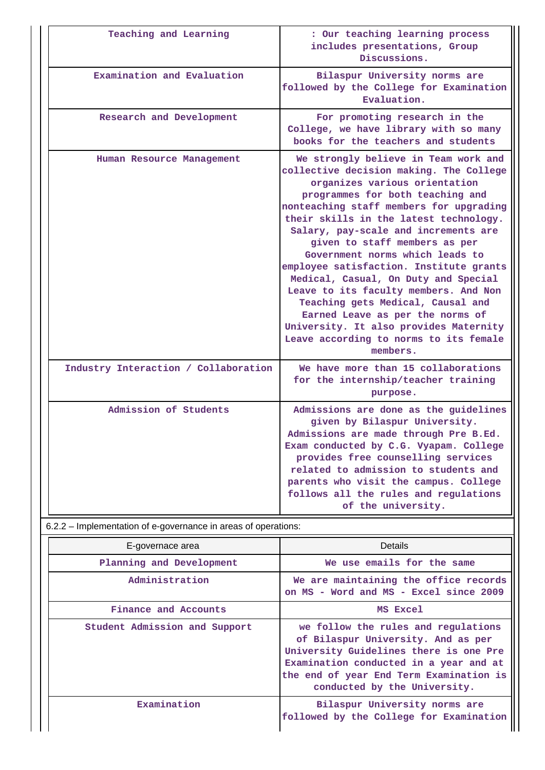| Teaching and Learning | : Our teaching learning process includes presentations, Group Discussions. |
|---|---|
| Examination and Evaluation | Bilaspur University norms are followed by the College for Examination Evaluation. |
| Research and Development | For promoting research in the College, we have library with so many books for the teachers and students |
| Human Resource Management | We strongly believe in Team work and collective decision making. The College organizes various orientation programmes for both teaching and nonteaching staff members for upgrading their skills in the latest technology. Salary, pay-scale and increments are given to staff members as per Government norms which leads to employee satisfaction. Institute grants Medical, Casual, On Duty and Special Leave to its faculty members. And Non Teaching gets Medical, Causal and Earned Leave as per the norms of University. It also provides Maternity Leave according to norms to its female members. |
| Industry Interaction / Collaboration | We have more than 15 collaborations for the internship/teacher training purpose. |
| Admission of Students | Admissions are done as the guidelines given by Bilaspur University. Admissions are made through Pre B.Ed. Exam conducted by C.G. Vyapam. College provides free counselling services related to admission to students and parents who visit the campus. College follows all the rules and regulations of the university. |

6.2.2 – Implementation of e-governance in areas of operations:

| E-governace area | Details |
|---|---|
| Planning and Development | We use emails for the same |
| Administration | We are maintaining the office records on MS - Word and MS - Excel since 2009 |
| Finance and Accounts | MS Excel |
| Student Admission and Support | we follow the rules and regulations of Bilaspur University. And as per University Guidelines there is one Pre Examination conducted in a year and at the end of year End Term Examination is conducted by the University. |
| Examination | Bilaspur University norms are followed by the College for Examination |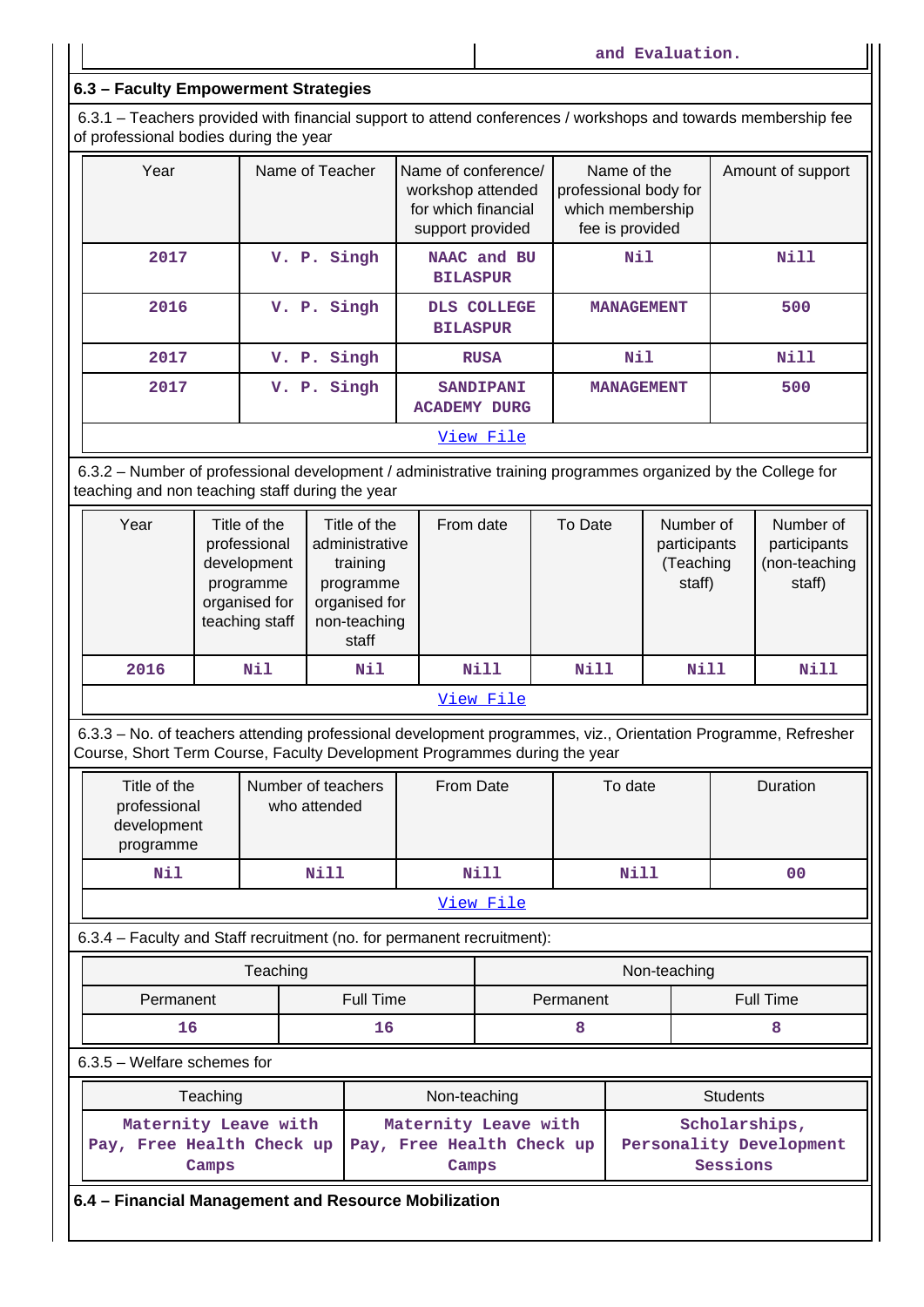| | and Evaluation. |
|---|---|

### 6.3 – Faculty Empowerment Strategies

6.3.1 – Teachers provided with financial support to attend conferences / workshops and towards membership fee of professional bodies during the year

| Year | Name of Teacher | Name of conference/ workshop attended for which financial support provided | Name of the professional body for which membership fee is provided | Amount of support |
|---|---|---|---|---|
| 2017 | V. P. Singh | NAAC and BU BILASPUR | Nil | Nill |
| 2016 | V. P. Singh | DLS COLLEGE BILASPUR | MANAGEMENT | 500 |
| 2017 | V. P. Singh | RUSA | Nil | Nill |
| 2017 | V. P. Singh | SANDIPANI ACADEMY DURG | MANAGEMENT | 500 |

View File

6.3.2 – Number of professional development / administrative training programmes organized by the College for teaching and non teaching staff during the year

| Year | Title of the professional development programme organised for teaching staff | Title of the administrative training programme organised for non-teaching staff | From date | To Date | Number of participants (Teaching staff) | Number of participants (non-teaching staff) |
|---|---|---|---|---|---|---|
| 2016 | Nil | Nil | Nill | Nill | Nill | Nill |

View File

6.3.3 – No. of teachers attending professional development programmes, viz., Orientation Programme, Refresher Course, Short Term Course, Faculty Development Programmes during the year

| Title of the professional development programme | Number of teachers who attended | From Date | To date | Duration |
|---|---|---|---|---|
| Nil | Nill | Nill | Nill | 00 |

View File

6.3.4 – Faculty and Staff recruitment (no. for permanent recruitment):

| Teaching | | Non-teaching | |
|---|---|---|---|
| Permanent | Full Time | Permanent | Full Time |
| 16 | 16 | 8 | 8 |

6.3.5 – Welfare schemes for

| Teaching | Non-teaching | Students |
|---|---|---|
| Maternity Leave with Pay, Free Health Check up Camps | Maternity Leave with Pay, Free Health Check up Camps | Scholarships, Personality Development Sessions |

### 6.4 – Financial Management and Resource Mobilization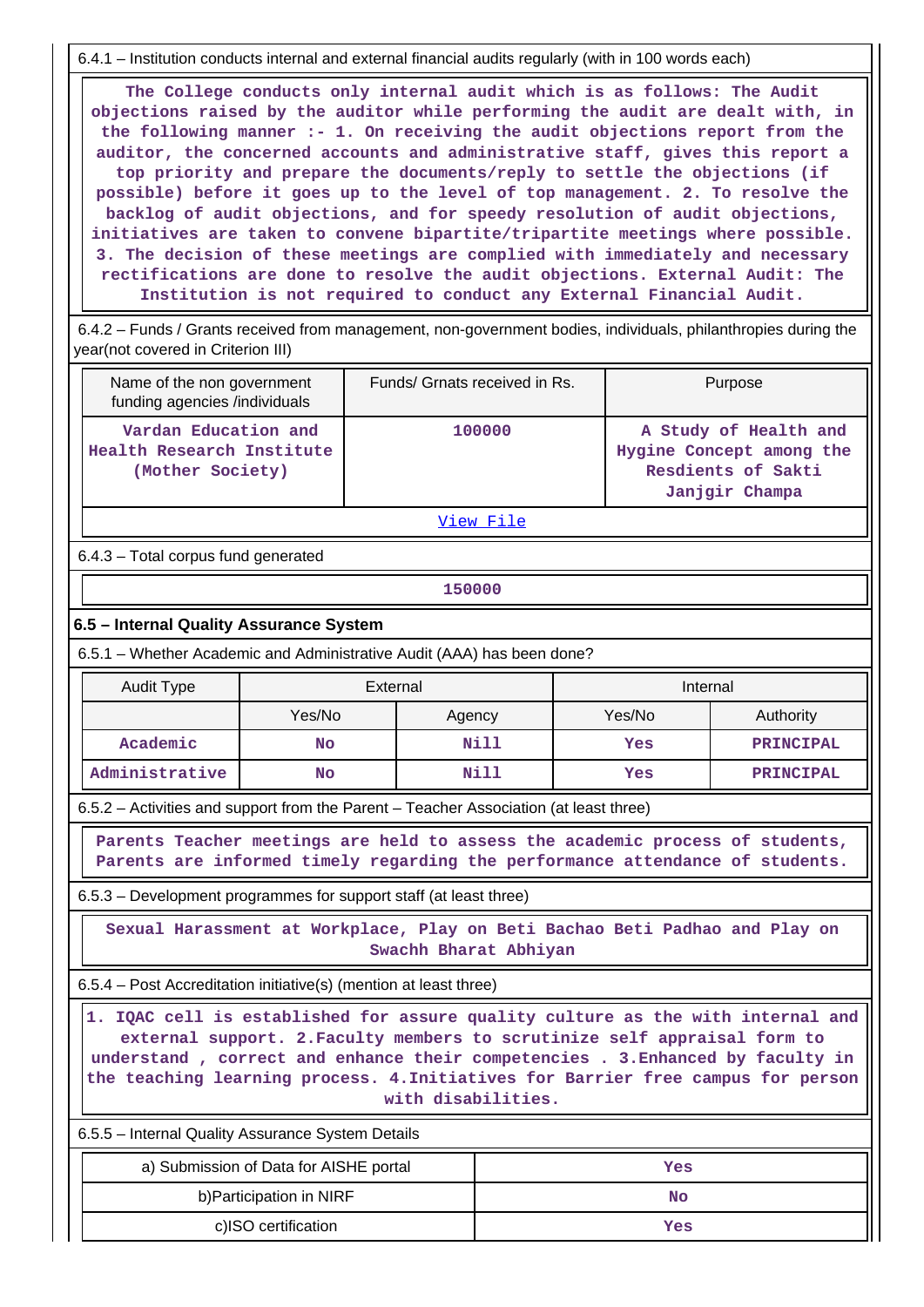6.4.1 – Institution conducts internal and external financial audits regularly (with in 100 words each)

The College conducts only internal audit which is as follows: The Audit objections raised by the auditor while performing the audit are dealt with, in the following manner :- 1. On receiving the audit objections report from the auditor, the concerned accounts and administrative staff, gives this report a top priority and prepare the documents/reply to settle the objections (if possible) before it goes up to the level of top management. 2. To resolve the backlog of audit objections, and for speedy resolution of audit objections, initiatives are taken to convene bipartite/tripartite meetings where possible. 3. The decision of these meetings are complied with immediately and necessary rectifications are done to resolve the audit objections. External Audit: The Institution is not required to conduct any External Financial Audit.

6.4.2 – Funds / Grants received from management, non-government bodies, individuals, philanthropies during the year(not covered in Criterion III)

| Name of the non government funding agencies /individuals | Funds/ Grnats received in Rs. | Purpose |
|---|---|---|
| Vardan Education and Health Research Institute (Mother Society) | 100000 | A Study of Health and Hygine Concept among the Resdients of Sakti Janjgir Champa |

View File

6.4.3 – Total corpus fund generated

150000

**6.5 – Internal Quality Assurance System**

6.5.1 – Whether Academic and Administrative Audit (AAA) has been done?

| Audit Type | External | | Internal | |
|---|---|---|---|---|
| | Yes/No | Agency | Yes/No | Authority |
| Academic | No | Nill | Yes | PRINCIPAL |
| Administrative | No | Nill | Yes | PRINCIPAL |

6.5.2 – Activities and support from the Parent – Teacher Association (at least three)

Parents Teacher meetings are held to assess the academic process of students, Parents are informed timely regarding the performance attendance of students.

6.5.3 – Development programmes for support staff (at least three)

Sexual Harassment at Workplace, Play on Beti Bachao Beti Padhao and Play on Swachh Bharat Abhiyan

6.5.4 – Post Accreditation initiative(s) (mention at least three)

1. IQAC cell is established for assure quality culture as the with internal and external support. 2.Faculty members to scrutinize self appraisal form to understand , correct and enhance their competencies . 3.Enhanced by faculty in the teaching learning process. 4.Initiatives for Barrier free campus for person with disabilities.

6.5.5 – Internal Quality Assurance System Details

| | |
|---|---|
| a) Submission of Data for AISHE portal | Yes |
| b)Participation in NIRF | No |
| c)ISO certification | Yes |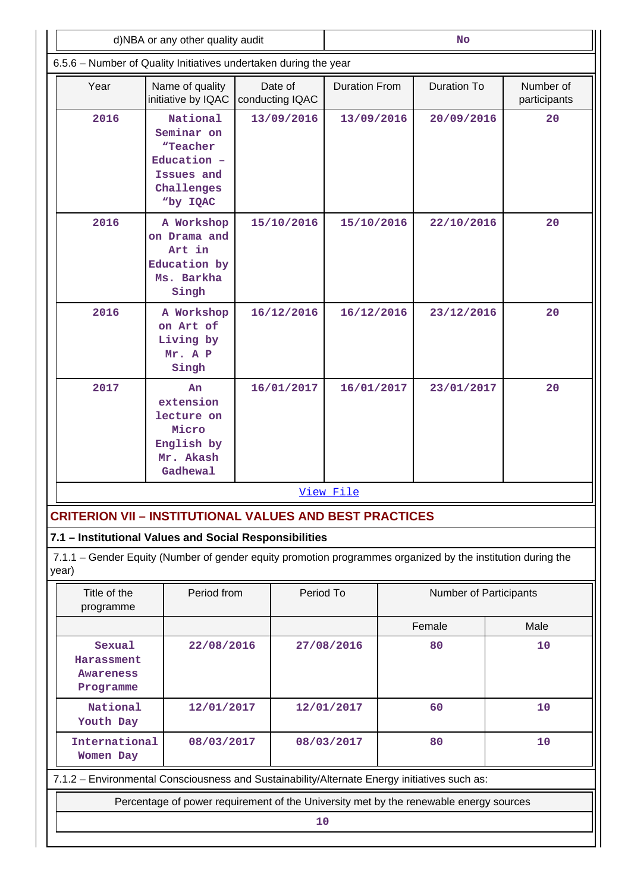| d)NBA or any other quality audit | No |
|---|---|

6.5.6 – Number of Quality Initiatives undertaken during the year

| Year | Name of quality initiative by IQAC | Date of conducting IQAC | Duration From | Duration To | Number of participants |
|---|---|---|---|---|---|
| 2016 | National Seminar on “Teacher Education – Issues and Challenges ”by IQAC | 13/09/2016 | 13/09/2016 | 20/09/2016 | 20 |
| 2016 | A Workshop on Drama and Art in Education by Ms. Barkha Singh | 15/10/2016 | 15/10/2016 | 22/10/2016 | 20 |
| 2016 | A Workshop on Art of Living by Mr. A P Singh | 16/12/2016 | 16/12/2016 | 23/12/2016 | 20 |
| 2017 | An extension lecture on Micro English by Mr. Akash Gadhewal | 16/01/2017 | 16/01/2017 | 23/01/2017 | 20 |

View File

## CRITERION VII – INSTITUTIONAL VALUES AND BEST PRACTICES

### 7.1 – Institutional Values and Social Responsibilities

7.1.1 – Gender Equity (Number of gender equity promotion programmes organized by the institution during the year)

| Title of the programme | Period from | Period To | Number of Participants | |
|---|---|---|---|---|
| | | | Female | Male |
| Sexual Harassment Awareness Programme | 22/08/2016 | 27/08/2016 | 80 | 10 |
| National Youth Day | 12/01/2017 | 12/01/2017 | 60 | 10 |
| International Women Day | 08/03/2017 | 08/03/2017 | 80 | 10 |

7.1.2 – Environmental Consciousness and Sustainability/Alternate Energy initiatives such as:

| Percentage of power requirement of the University met by the renewable energy sources |
|---|
| 10 |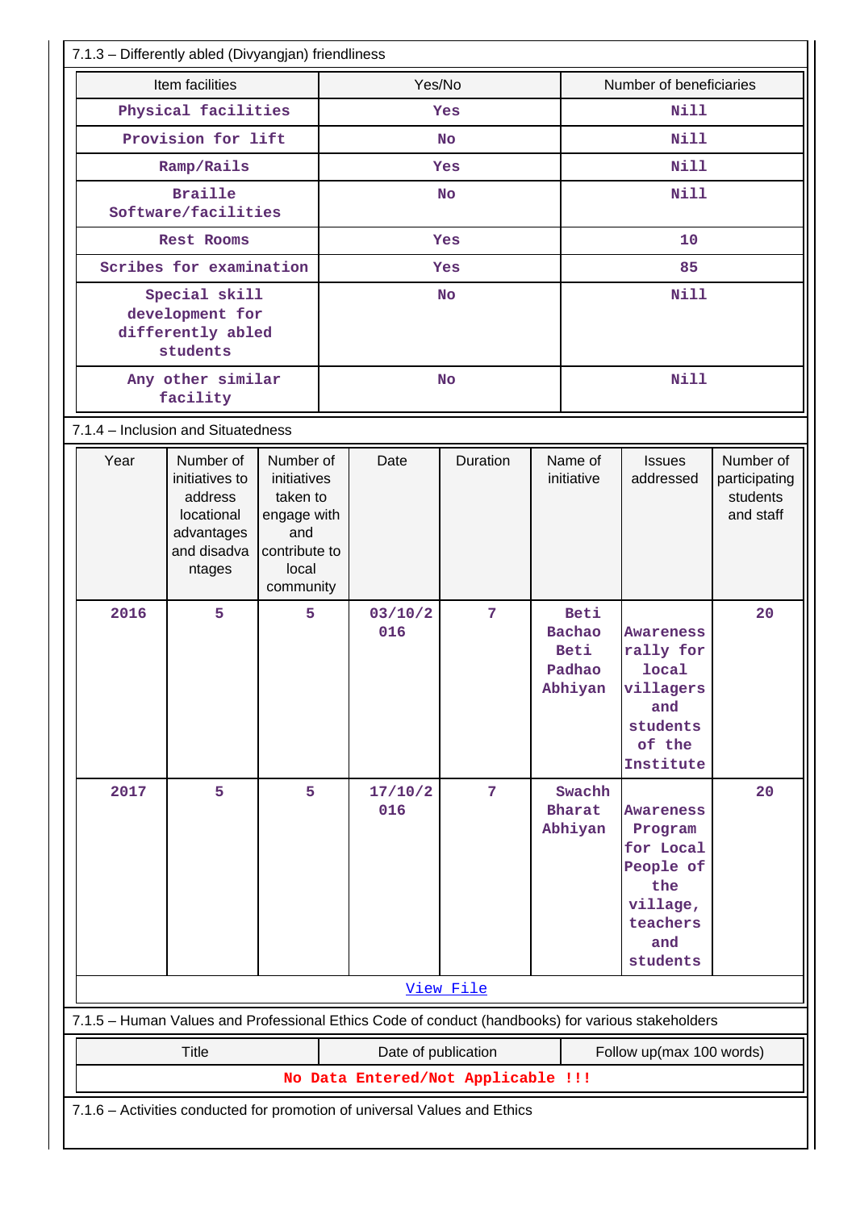7.1.3 – Differently abled (Divyangjan) friendliness

| Item facilities | Yes/No | Number of beneficiaries |
|---|---|---|
| Physical facilities | Yes | Nill |
| Provision for lift | No | Nill |
| Ramp/Rails | Yes | Nill |
| Braille Software/facilities | No | Nill |
| Rest Rooms | Yes | 10 |
| Scribes for examination | Yes | 85 |
| Special skill development for differently abled students | No | Nill |
| Any other similar facility | No | Nill |

7.1.4 – Inclusion and Situatedness

| Year | Number of initiatives to address locational advantages and disadvantages | Number of initiatives taken to engage with and contribute to local community | Date | Duration | Name of initiative | Issues addressed | Number of participating students and staff |
|---|---|---|---|---|---|---|---|
| 2016 | 5 | 5 | 03/10/2016 | 7 | Beti Bachao Beti Padhao Abhiyan | Awareness rally for local villagers and students of the Institute | 20 |
| 2017 | 5 | 5 | 17/10/2016 | 7 | Swachh Bharat Abhiyan | Awareness Program for Local People of the village, teachers and students | 20 |

[View File]

7.1.5 – Human Values and Professional Ethics Code of conduct (handbooks) for various stakeholders

| Title | Date of publication | Follow up(max 100 words) |
|---|---|---|
| No Data Entered/Not Applicable !!! | | |

7.1.6 – Activities conducted for promotion of universal Values and Ethics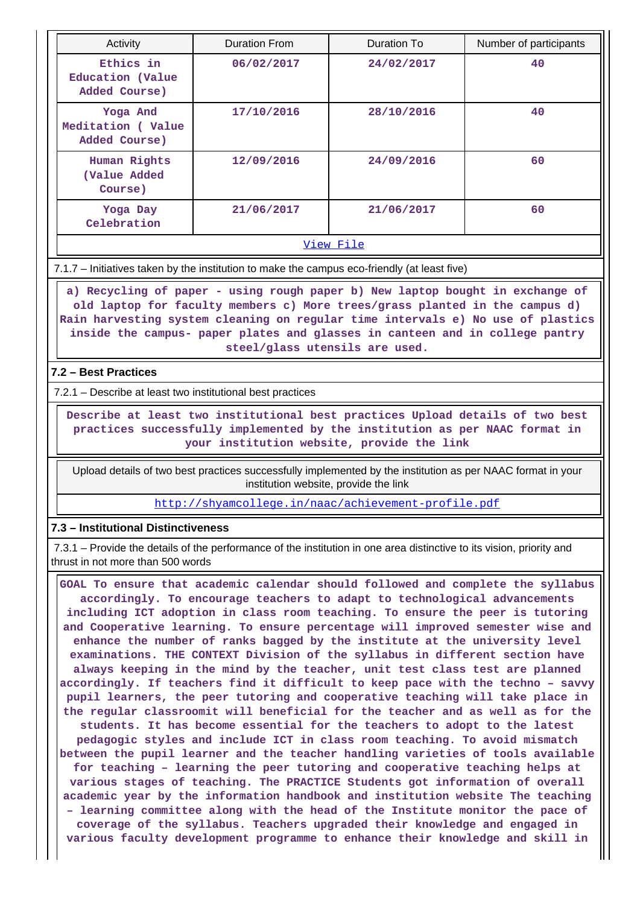| Activity | Duration From | Duration To | Number of participants |
|---|---|---|---|
| Ethics in Education (Value Added Course) | 06/02/2017 | 24/02/2017 | 40 |
| Yoga And Meditation ( Value Added Course) | 17/10/2016 | 28/10/2016 | 40 |
| Human Rights (Value Added Course) | 12/09/2016 | 24/09/2016 | 60 |
| Yoga Day Celebration | 21/06/2017 | 21/06/2017 | 60 |

[View File](#)

7.1.7 – Initiatives taken by the institution to make the campus eco-friendly (at least five)

a) Recycling of paper - using rough paper b) New laptop bought in exchange of old laptop for faculty members c) More trees/grass planted in the campus d) Rain harvesting system cleaning on regular time intervals e) No use of plastics inside the campus- paper plates and glasses in canteen and in college pantry steel/glass utensils are used.

**7.2 – Best Practices**

7.2.1 – Describe at least two institutional best practices

Describe at least two institutional best practices Upload details of two best practices successfully implemented by the institution as per NAAC format in your institution website, provide the link

Upload details of two best practices successfully implemented by the institution as per NAAC format in your institution website, provide the link

http://shyamcollege.in/naac/achievement-profile.pdf

**7.3 – Institutional Distinctiveness**

7.3.1 – Provide the details of the performance of the institution in one area distinctive to its vision, priority and thrust in not more than 500 words

GOAL To ensure that academic calendar should followed and complete the syllabus accordingly. To encourage teachers to adapt to technological advancements including ICT adoption in class room teaching. To ensure the peer is tutoring and Cooperative learning. To ensure percentage will improved semester wise and enhance the number of ranks bagged by the institute at the university level examinations. THE CONTEXT Division of the syllabus in different section have always keeping in the mind by the teacher, unit test class test are planned accordingly. If teachers find it difficult to keep pace with the techno – savvy pupil learners, the peer tutoring and cooperative teaching will take place in the regular classroomit will beneficial for the teacher and as well as for the students. It has become essential for the teachers to adopt to the latest pedagogic styles and include ICT in class room teaching. To avoid mismatch between the pupil learner and the teacher handling varieties of tools available for teaching – learning the peer tutoring and cooperative teaching helps at various stages of teaching. The PRACTICE Students got information of overall academic year by the information handbook and institution website The teaching – learning committee along with the head of the Institute monitor the pace of coverage of the syllabus. Teachers upgraded their knowledge and engaged in various faculty development programme to enhance their knowledge and skill in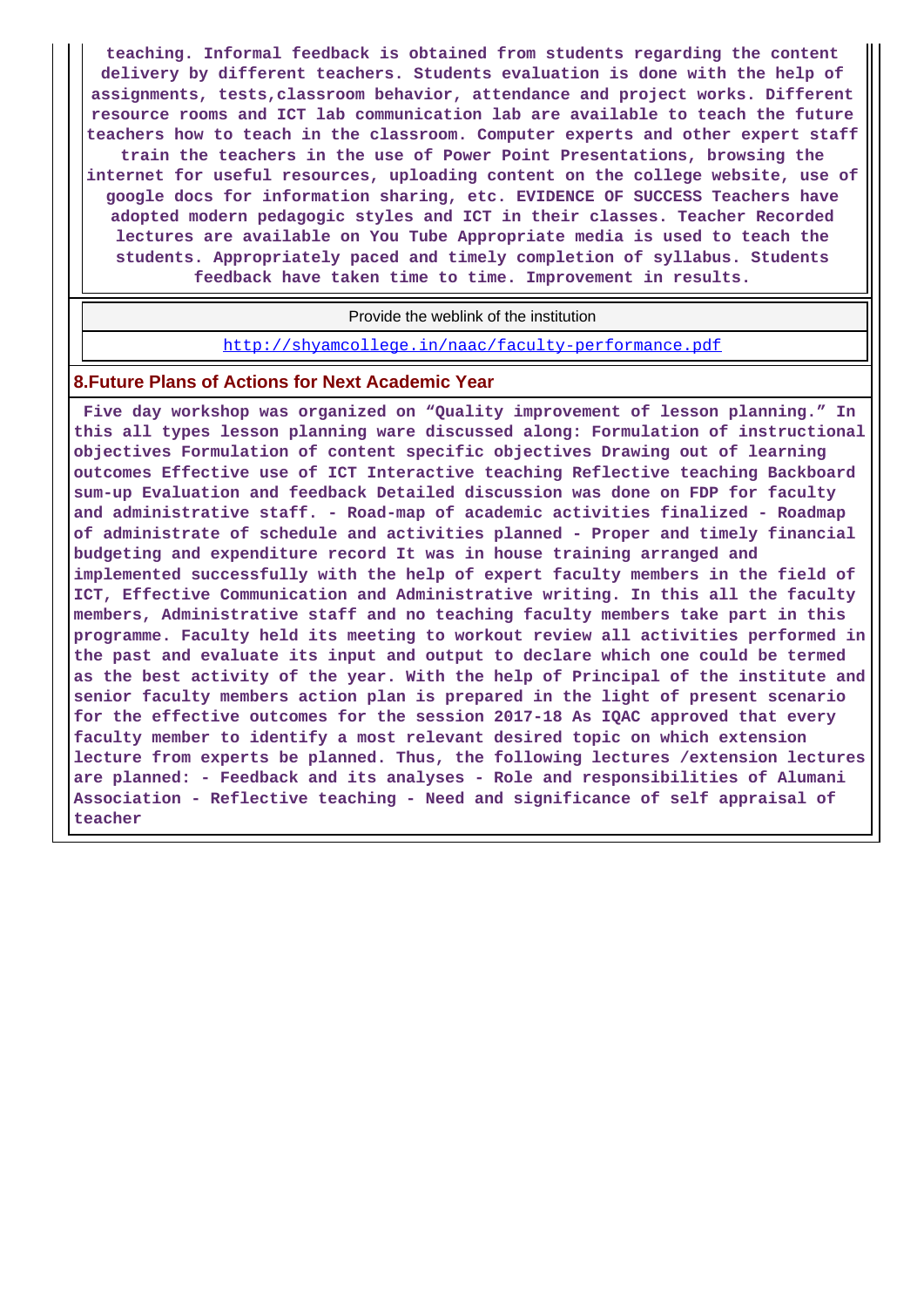**teaching. Informal feedback is obtained from students regarding the content delivery by different teachers. Students evaluation is done with the help of assignments, tests,classroom behavior, attendance and project works. Different resource rooms and ICT lab communication lab are available to teach the future teachers how to teach in the classroom. Computer experts and other expert staff train the teachers in the use of Power Point Presentations, browsing the internet for useful resources, uploading content on the college website, use of google docs for information sharing, etc. EVIDENCE OF SUCCESS Teachers have adopted modern pedagogic styles and ICT in their classes. Teacher Recorded lectures are available on You Tube Appropriate media is used to teach the students. Appropriately paced and timely completion of syllabus. Students feedback have taken time to time. Improvement in results.**

| Provide the weblink of the institution |
|---|
| http://shyamcollege.in/naac/faculty-performance.pdf |

## 8.Future Plans of Actions for Next Academic Year

**Five day workshop was organized on "Quality improvement of lesson planning." In this all types lesson planning ware discussed along: Formulation of instructional objectives Formulation of content specific objectives Drawing out of learning outcomes Effective use of ICT Interactive teaching Reflective teaching Backboard sum-up Evaluation and feedback Detailed discussion was done on FDP for faculty and administrative staff. - Road-map of academic activities finalized - Roadmap of administrate of schedule and activities planned - Proper and timely financial budgeting and expenditure record It was in house training arranged and implemented successfully with the help of expert faculty members in the field of ICT, Effective Communication and Administrative writing. In this all the faculty members, Administrative staff and no teaching faculty members take part in this programme. Faculty held its meeting to workout review all activities performed in the past and evaluate its input and output to declare which one could be termed as the best activity of the year. With the help of Principal of the institute and senior faculty members action plan is prepared in the light of present scenario for the effective outcomes for the session 2017-18 As IQAC approved that every faculty member to identify a most relevant desired topic on which extension lecture from experts be planned. Thus, the following lectures /extension lectures are planned: - Feedback and its analyses - Role and responsibilities of Alumani Association - Reflective teaching - Need and significance of self appraisal of teacher**